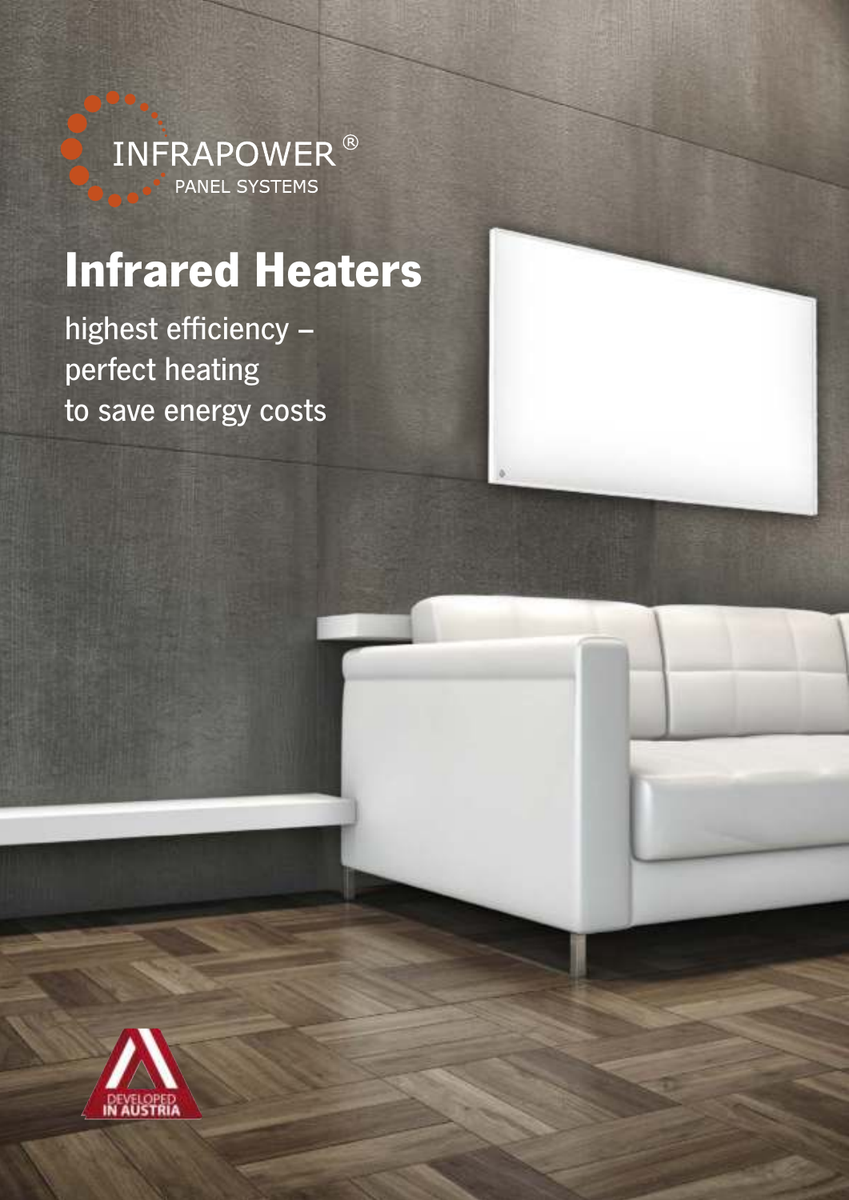INFRAPOWER®
PANEL SYSTEMS

# Infrared Heaters

highest efficiency –
perfect heating
to save energy costs

DEVELOPED
IN AUSTRIA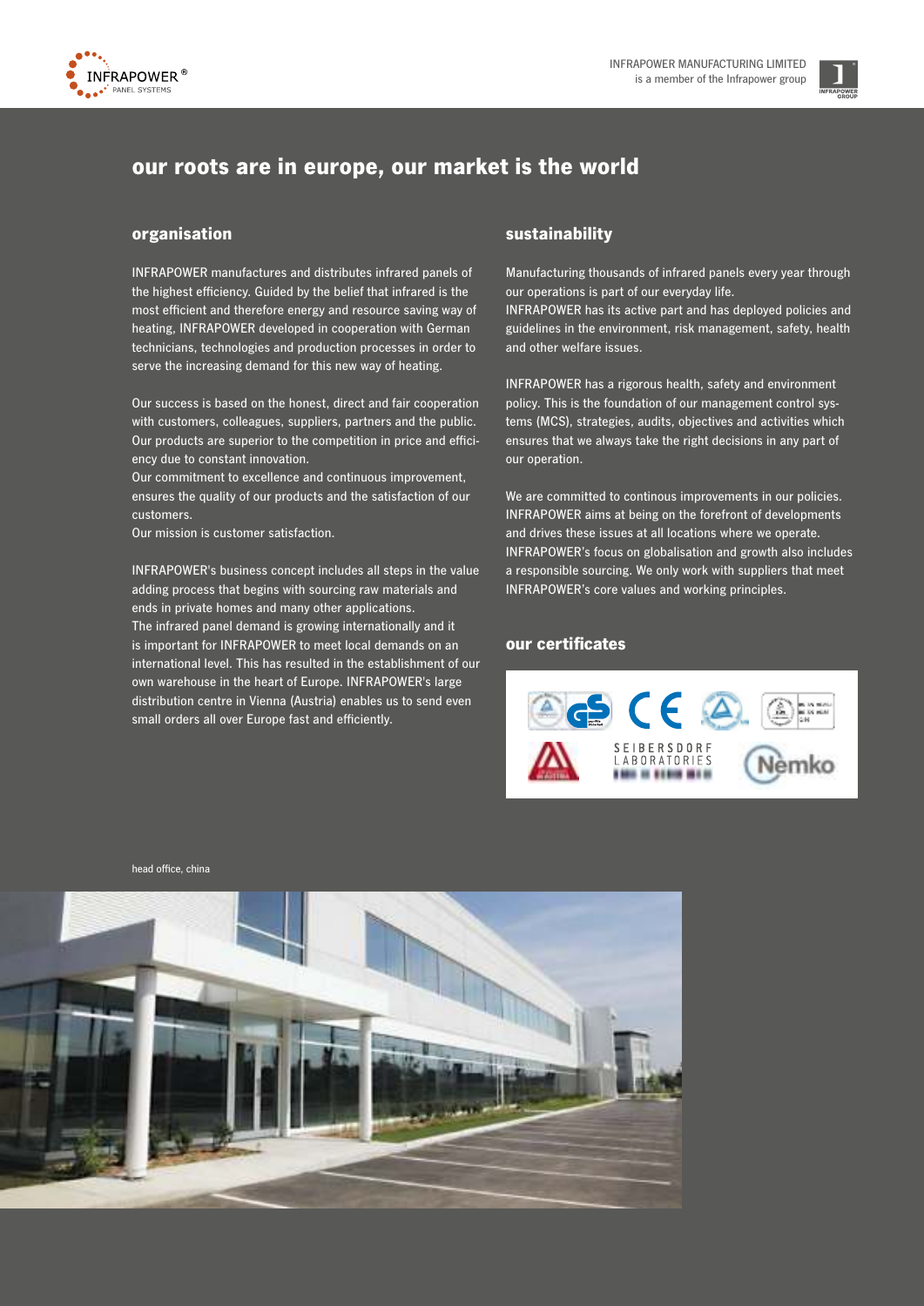INFRAPOWER MANUFACTURING LIMITED
is a member of the Infrapower group

# our roots are in europe, our market is the world

## organisation

INFRAPOWER manufactures and distributes infrared panels of the highest efficiency. Guided by the belief that infrared is the most efficient and therefore energy and resource saving way of heating, INFRAPOWER developed in cooperation with German technicians, technologies and production processes in order to serve the increasing demand for this new way of heating.

Our success is based on the honest, direct and fair cooperation with customers, colleagues, suppliers, partners and the public. Our products are superior to the competition in price and efficiency due to constant innovation.
Our commitment to excellence and continuous improvement, ensures the quality of our products and the satisfaction of our customers.
Our mission is customer satisfaction.

INFRAPOWER's business concept includes all steps in the value adding process that begins with sourcing raw materials and ends in private homes and many other applications.
The infrared panel demand is growing internationally and it is important for INFRAPOWER to meet local demands on an international level. This has resulted in the establishment of our own warehouse in the heart of Europe. INFRAPOWER's large distribution centre in Vienna (Austria) enables us to send even small orders all over Europe fast and efficiently.

## sustainability

Manufacturing thousands of infrared panels every year through our operations is part of our everyday life.
INFRAPOWER has its active part and has deployed policies and guidelines in the environment, risk management, safety, health and other welfare issues.

INFRAPOWER has a rigorous health, safety and environment policy. This is the foundation of our management control systems (MCS), strategies, audits, objectives and activities which ensures that we always take the right decisions in any part of our operation.

We are committed to continous improvements in our policies. INFRAPOWER aims at being on the forefront of developments and drives these issues at all locations where we operate. INFRAPOWER's focus on globalisation and growth also includes a responsible sourcing. We only work with suppliers that meet INFRAPOWER's core values and working principles.

## our certificates

head office, china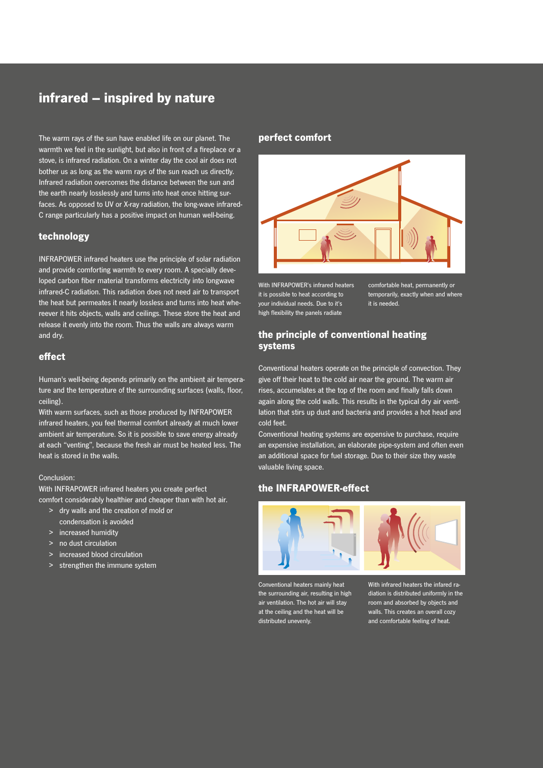# infrared – inspired by nature

The warm rays of the sun have enabled life on our planet. The warmth we feel in the sunlight, but also in front of a fireplace or a stove, is infrared radiation. On a winter day the cool air does not bother us as long as the warm rays of the sun reach us directly. Infrared radiation overcomes the distance between the sun and the earth nearly losslessly and turns into heat once hitting surfaces. As opposed to UV or X-ray radiation, the long-wave infrared-C range particularly has a positive impact on human well-being.

## technology

INFRAPOWER infrared heaters use the principle of solar radiation and provide comforting warmth to every room. A specially developed carbon fiber material transforms electricity into longwave infrared-C radiation. This radiation does not need air to transport the heat but permeates it nearly lossless and turns into heat wherever it hits objects, walls and ceilings. These store the heat and release it evenly into the room. Thus the walls are always warm and dry.

## effect

Human's well-being depends primarily on the ambient air temperature and the temperature of the surrounding surfaces (walls, floor, ceiling).

With warm surfaces, such as those produced by INFRAPOWER infrared heaters, you feel thermal comfort already at much lower ambient air temperature. So it is possible to save energy already at each "venting", because the fresh air must be heated less. The heat is stored in the walls.

Conclusion:

With INFRAPOWER infrared heaters you create perfect comfort considerably healthier and cheaper than with hot air.

- dry walls and the creation of mold or condensation is avoided
- increased humidity
- no dust circulation
- increased blood circulation
- strengthen the immune system

## perfect comfort

With INFRAPOWER's infrared heaters it is possible to heat according to your individual needs. Due to it's high flexibility the panels radiate comfortable heat, permanently or temporarily, exactly when and where it is needed.

## the principle of conventional heating systems

Conventional heaters operate on the principle of convection. They give off their heat to the cold air near the ground. The warm air rises, accumelates at the top of the room and finally falls down again along the cold walls. This results in the typical dry air ventilation that stirs up dust and bacteria and provides a hot head and cold feet.

Conventional heating systems are expensive to purchase, require an expensive installation, an elaborate pipe-system and often even an additional space for fuel storage. Due to their size they waste valuable living space.

## the INFRAPOWER-effect

Conventional heaters mainly heat the surrounding air, resulting in high air ventilation. The hot air will stay at the ceiling and the heat will be distributed unevenly.

With infrared heaters the infared radiation is distributed uniformly in the room and absorbed by objects and walls. This creates an overall cozy and comfortable feeling of heat.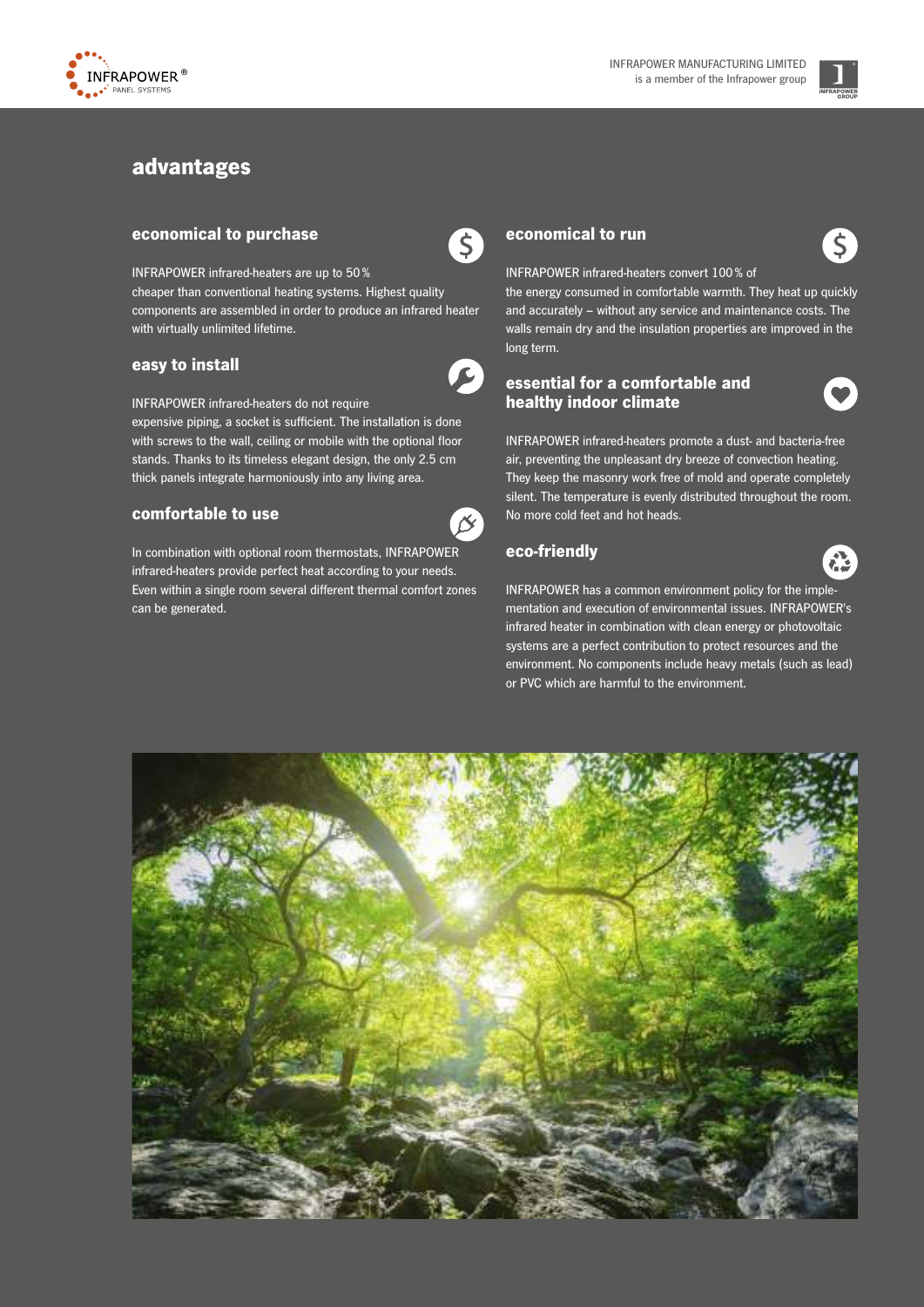## advantages

### economical to purchase

INFRAPOWER infrared-heaters are up to 50 % cheaper than conventional heating systems. Highest quality components are assembled in order to produce an infrared heater with virtually unlimited lifetime.

### easy to install

INFRAPOWER infrared-heaters do not require expensive piping, a socket is sufficient. The installation is done with screws to the wall, ceiling or mobile with the optional floor stands. Thanks to its timeless elegant design, the only 2.5 cm thick panels integrate harmoniously into any living area.

### comfortable to use

In combination with optional room thermostats, INFRAPOWER infrared-heaters provide perfect heat according to your needs. Even within a single room several different thermal comfort zones can be generated.

### economical to run

INFRAPOWER infrared-heaters convert 100 % of the energy consumed in comfortable warmth. They heat up quickly and accurately – without any service and maintenance costs. The walls remain dry and the insulation properties are improved in the long term.

### essential for a comfortable and healthy indoor climate

INFRAPOWER infrared-heaters promote a dust- and bacteria-free air, preventing the unpleasant dry breeze of convection heating. They keep the masonry work free of mold and operate completely silent. The temperature is evenly distributed throughout the room. No more cold feet and hot heads.

### eco-friendly

INFRAPOWER has a common environment policy for the implementation and execution of environmental issues. INFRAPOWER's infrared heater in combination with clean energy or photovoltaic systems are a perfect contribution to protect resources and the environment. No components include heavy metals (such as lead) or PVC which are harmful to the environment.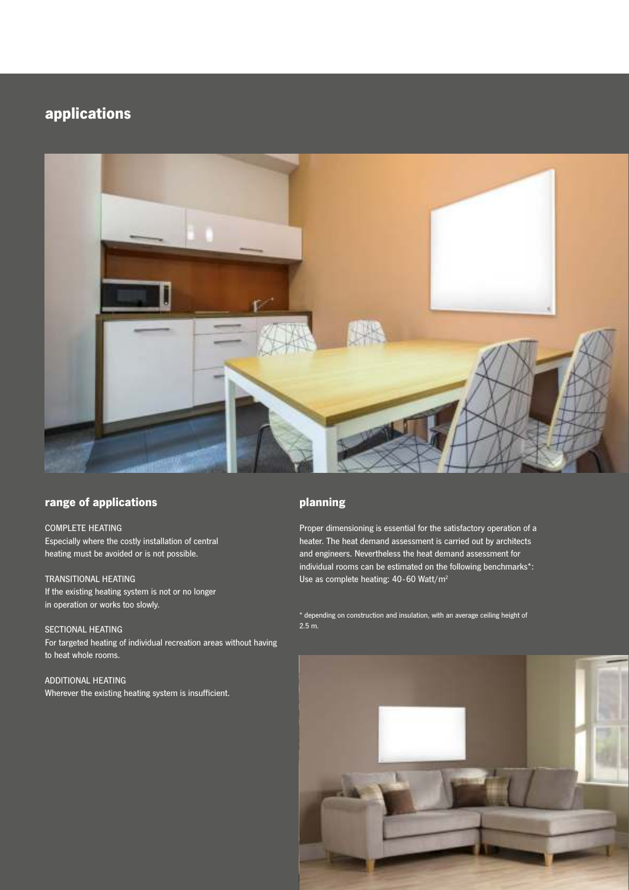# applications

## range of applications

COMPLETE HEATING
Especially where the costly installation of central heating must be avoided or is not possible.

TRANSITIONAL HEATING
If the existing heating system is not or no longer in operation or works too slowly.

SECTIONAL HEATING
For targeted heating of individual recreation areas without having to heat whole rooms.

ADDITIONAL HEATING
Wherever the existing heating system is insufficient.

## planning

Proper dimensioning is essential for the satisfactory operation of a heater. The heat demand assessment is carried out by architects and engineers. Nevertheless the heat demand assessment for individual rooms can be estimated on the following benchmarks*:
Use as complete heating: 40 - 60 Watt/m$^2$

* depending on construction and insulation, with an average ceiling height of 2.5 m.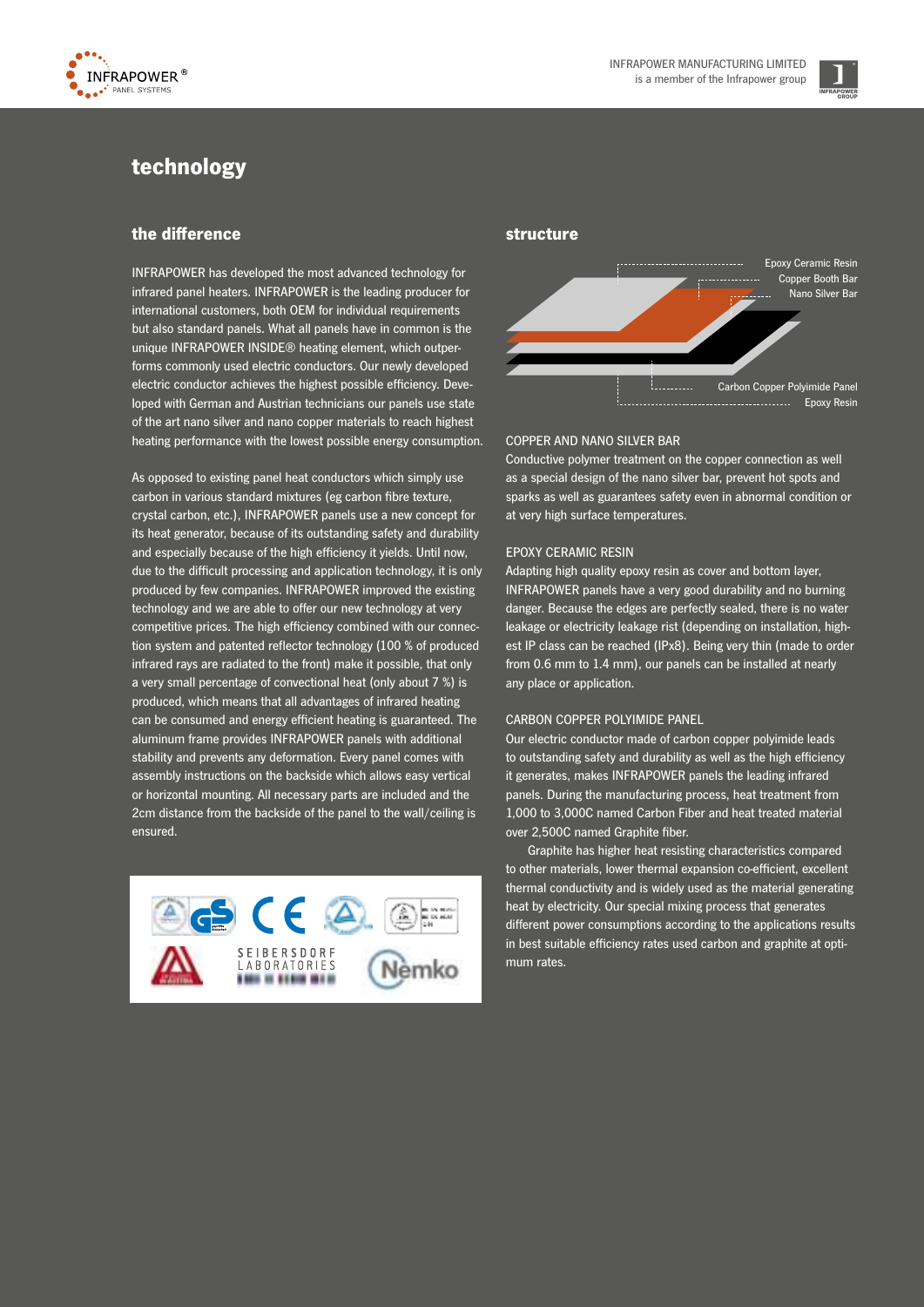# technology

## the difference

INFRAPOWER has developed the most advanced technology for infrared panel heaters. INFRAPOWER is the leading producer for international customers, both OEM for individual requirements but also standard panels. What all panels have in common is the unique INFRAPOWER INSIDE® heating element, which outperforms commonly used electric conductors. Our newly developed electric conductor achieves the highest possible efficiency. Developed with German and Austrian technicians our panels use state of the art nano silver and nano copper materials to reach highest heating performance with the lowest possible energy consumption.

As opposed to existing panel heat conductors which simply use carbon in various standard mixtures (eg carbon fibre texture, crystal carbon, etc.), INFRAPOWER panels use a new concept for its heat generator, because of its outstanding safety and durability and especially because of the high efficiency it yields. Until now, due to the difficult processing and application technology, it is only produced by few companies. INFRAPOWER improved the existing technology and we are able to offer our new technology at very competitive prices. The high efficiency combined with our connection system and patented reflector technology (100 % of produced infrared rays are radiated to the front) make it possible, that only a very small percentage of convectional heat (only about 7 %) is produced, which means that all advantages of infrared heating can be consumed and energy efficient heating is guaranteed. The aluminum frame provides INFRAPOWER panels with additional stability and prevents any deformation. Every panel comes with assembly instructions on the backside which allows easy vertical or horizontal mounting. All necessary parts are included and the 2cm distance from the backside of the panel to the wall/ceiling is ensured.

SEIBERSDORF LABORATORIES

Nemko

## structure

Epoxy Ceramic Resin
Copper Booth Bar
Nano Silver Bar
Carbon Copper Polyimide Panel
Epoxy Resin

### COPPER AND NANO SILVER BAR

Conductive polymer treatment on the copper connection as well as a special design of the nano silver bar, prevent hot spots and sparks as well as guarantees safety even in abnormal condition or at very high surface temperatures.

### EPOXY CERAMIC RESIN

Adapting high quality epoxy resin as cover and bottom layer, INFRAPOWER panels have a very good durability and no burning danger. Because the edges are perfectly sealed, there is no water leakage or electricity leakage rist (depending on installation, highest IP class can be reached (IPx8). Being very thin (made to order from 0.6 mm to 1.4 mm), our panels can be installed at nearly any place or application.

### CARBON COPPER POLYIMIDE PANEL

Our electric conductor made of carbon copper polyimide leads to outstanding safety and durability as well as the high efficiency it generates, makes INFRAPOWER panels the leading infrared panels. During the manufacturing process, heat treatment from 1,000 to 3,000C named Carbon Fiber and heat treated material over 2,500C named Graphite fiber.

Graphite has higher heat resisting characteristics compared to other materials, lower thermal expansion co-efficient, excellent thermal conductivity and is widely used as the material generating heat by electricity. Our special mixing process that generates different power consumptions according to the applications results in best suitable efficiency rates used carbon and graphite at optimum rates.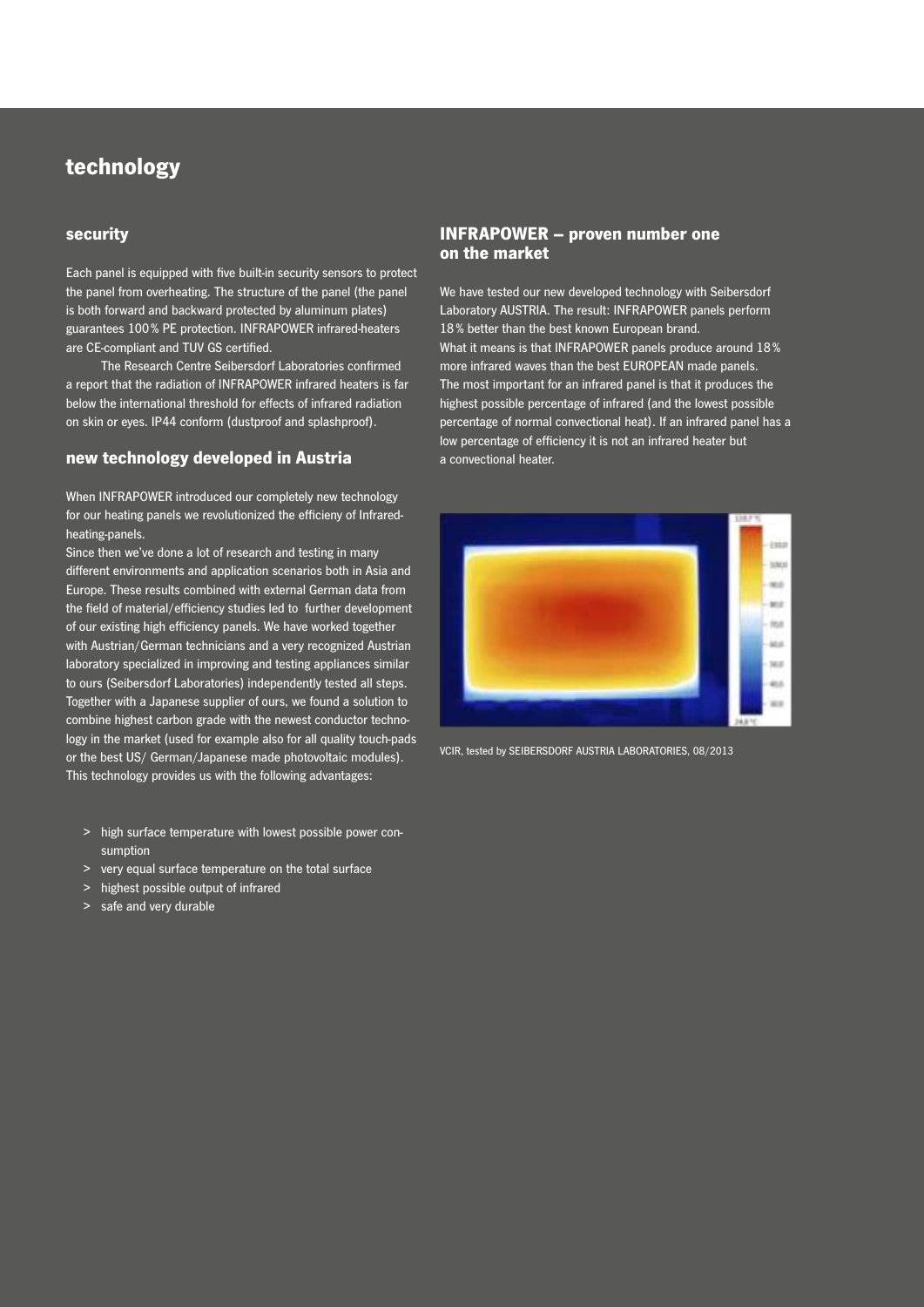# technology

## security

Each panel is equipped with five built-in security sensors to protect the panel from overheating. The structure of the panel (the panel is both forward and backward protected by aluminum plates) guarantees 100 % PE protection. INFRAPOWER infrared-heaters are CE-compliant and TUV GS certified.

The Research Centre Seibersdorf Laboratories confirmed a report that the radiation of INFRAPOWER infrared heaters is far below the international threshold for effects of infrared radiation on skin or eyes. IP44 conform (dustproof and splashproof).

## new technology developed in Austria

When INFRAPOWER introduced our completely new technology for our heating panels we revolutionized the efficieny of Infrared-heating-panels.

Since then we've done a lot of research and testing in many different environments and application scenarios both in Asia and Europe. These results combined with external German data from the field of material/efficiency studies led to further development of our existing high efficiency panels. We have worked together with Austrian/German technicians and a very recognized Austrian laboratory specialized in improving and testing appliances similar to ours (Seibersdorf Laboratories) independently tested all steps. Together with a Japanese supplier of ours, we found a solution to combine highest carbon grade with the newest conductor technology in the market (used for example also for all quality touch-pads or the best US/ German/Japanese made photovoltaic modules). This technology provides us with the following advantages:

> high surface temperature with lowest possible power consumption
> very equal surface temperature on the total surface
> highest possible output of infrared
> safe and very durable

## INFRAPOWER – proven number one on the market

We have tested our new developed technology with Seibersdorf Laboratory AUSTRIA. The result: INFRAPOWER panels perform 18 % better than the best known European brand.

What it means is that INFRAPOWER panels produce around 18 % more infrared waves than the best EUROPEAN made panels.

The most important for an infrared panel is that it produces the highest possible percentage of infrared (and the lowest possible percentage of normal convectional heat). If an infrared panel has a low percentage of efficiency it is not an infrared heater but a convectional heater.

VCIR, tested by SEIBERSDORF AUSTRIA LABORATORIES, 08/2013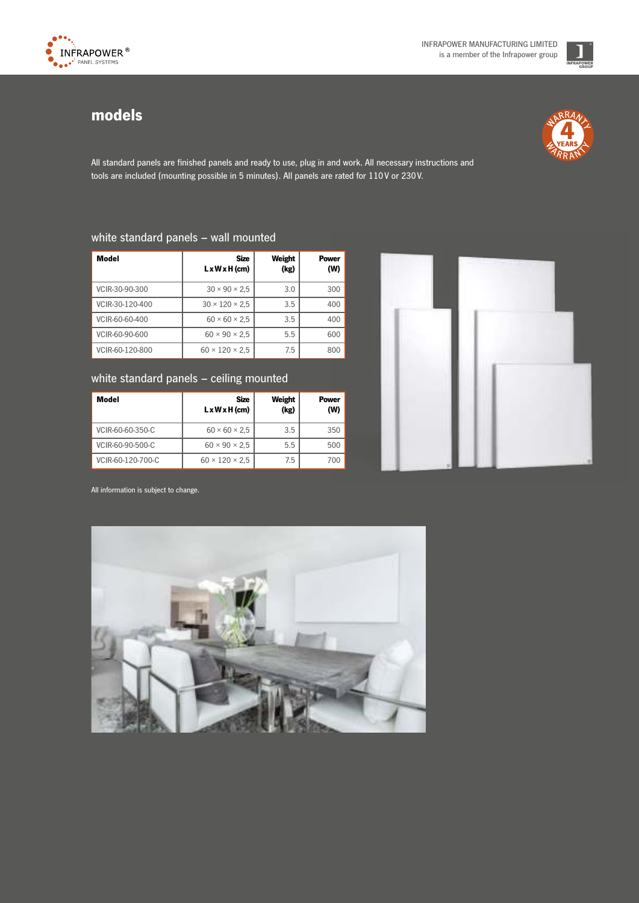# models

All standard panels are finished panels and ready to use, plug in and work. All necessary instructions and tools are included (mounting possible in 5 minutes). All panels are rated for 110 V or 230 V.

## white standard panels – wall mounted

| Model | Size L x W x H (cm) | Weight (kg) | Power (W) |
|---|---|---|---|
| VCIR-30-90-300 | 30 × 90 × 2,5 | 3.0 | 300 |
| VCIR-30-120-400 | 30 × 120 × 2,5 | 3.5 | 400 |
| VCIR-60-60-400 | 60 × 60 × 2,5 | 3.5 | 400 |
| VCIR-60-90-600 | 60 × 90 × 2,5 | 5.5 | 600 |
| VCIR-60-120-800 | 60 × 120 × 2,5 | 7.5 | 800 |

## white standard panels – ceiling mounted

| Model | Size L x W x H (cm) | Weight (kg) | Power (W) |
|---|---|---|---|
| VCIR-60-60-350-C | 60 × 60 × 2,5 | 3.5 | 350 |
| VCIR-60-90-500-C | 60 × 90 × 2,5 | 5.5 | 500 |
| VCIR-60-120-700-C | 60 × 120 × 2,5 | 7.5 | 700 |

All information is subject to change.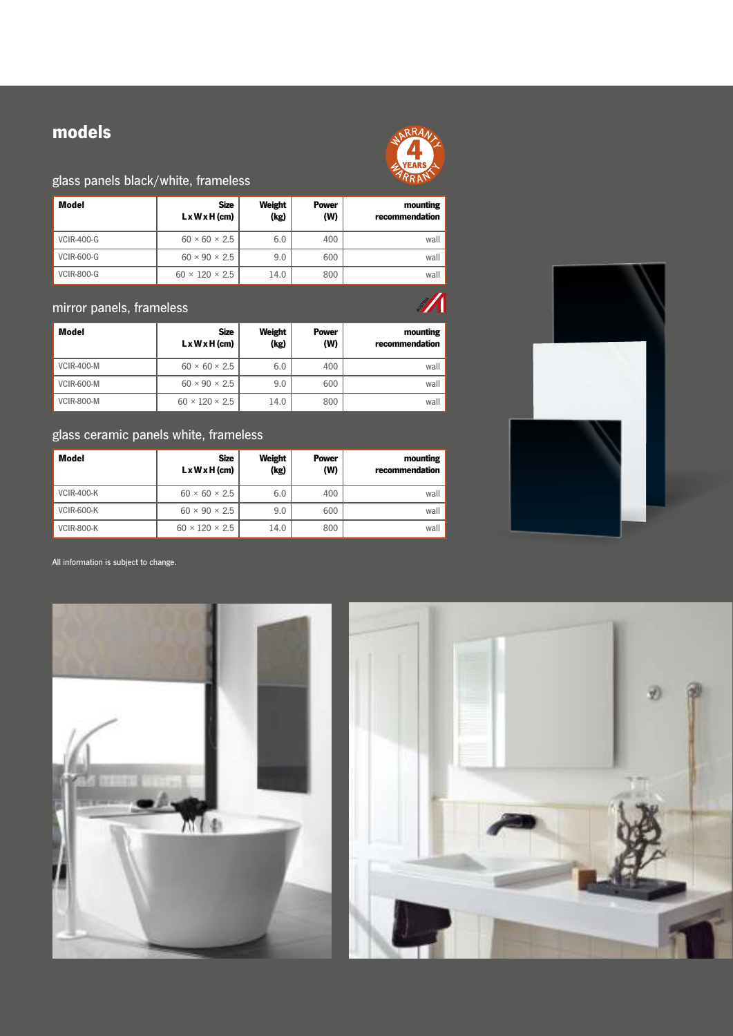# models

## glass panels black/white, frameless

| Model | Size L x W x H (cm) | Weight (kg) | Power (W) | mounting recommendation |
|---|---|---|---|---|
| VCIR-400-G | 60 × 60 × 2.5 | 6.0 | 400 | wall |
| VCIR-600-G | 60 × 90 × 2.5 | 9.0 | 600 | wall |
| VCIR-800-G | 60 × 120 × 2.5 | 14.0 | 800 | wall |

## mirror panels, frameless

| Model | Size L x W x H (cm) | Weight (kg) | Power (W) | mounting recommendation |
|---|---|---|---|---|
| VCIR-400-M | 60 × 60 × 2.5 | 6.0 | 400 | wall |
| VCIR-600-M | 60 × 90 × 2.5 | 9.0 | 600 | wall |
| VCIR-800-M | 60 × 120 × 2.5 | 14.0 | 800 | wall |

## glass ceramic panels white, frameless

| Model | Size L x W x H (cm) | Weight (kg) | Power (W) | mounting recommendation |
|---|---|---|---|---|
| VCIR-400-K | 60 × 60 × 2.5 | 6.0 | 400 | wall |
| VCIR-600-K | 60 × 90 × 2.5 | 9.0 | 600 | wall |
| VCIR-800-K | 60 × 120 × 2.5 | 14.0 | 800 | wall |

All information is subject to change.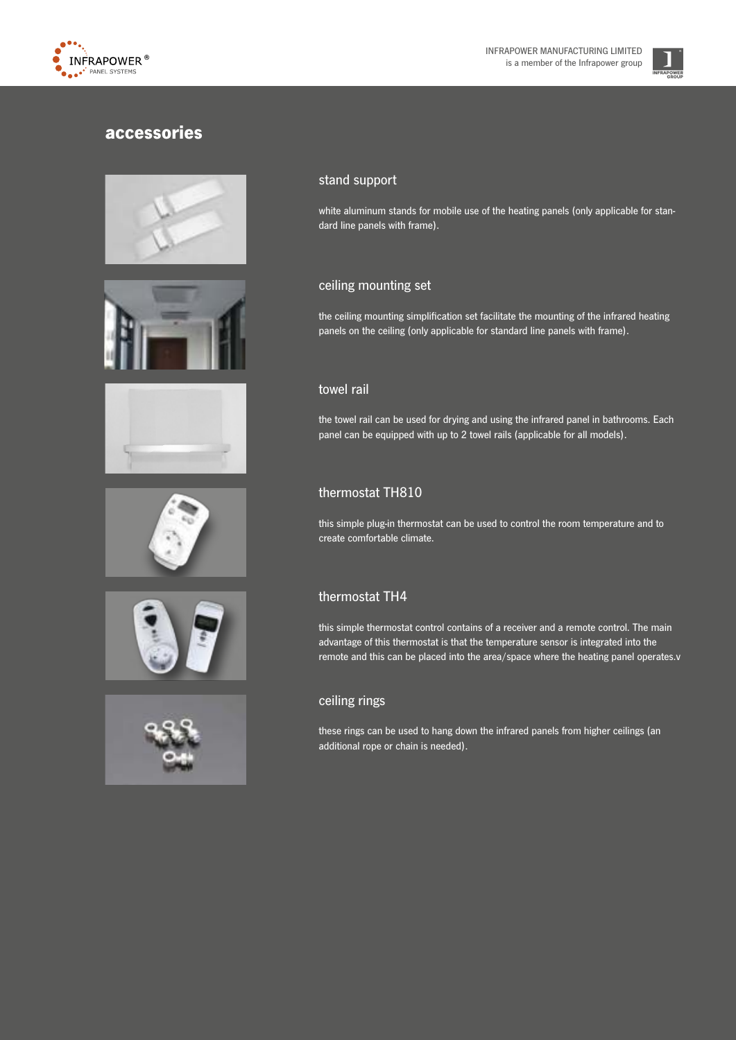# accessories

## stand support

white aluminum stands for mobile use of the heating panels (only applicable for standard line panels with frame).

## ceiling mounting set

the ceiling mounting simplification set facilitate the mounting of the infrared heating panels on the ceiling (only applicable for standard line panels with frame).

## towel rail

the towel rail can be used for drying and using the infrared panel in bathrooms. Each panel can be equipped with up to 2 towel rails (applicable for all models).

## thermostat TH810

this simple plug-in thermostat can be used to control the room temperature and to create comfortable climate.

## thermostat TH4

this simple thermostat control contains of a receiver and a remote control. The main advantage of this thermostat is that the temperature sensor is integrated into the remote and this can be placed into the area/space where the heating panel operates.v

## ceiling rings

these rings can be used to hang down the infrared panels from higher ceilings (an additional rope or chain is needed).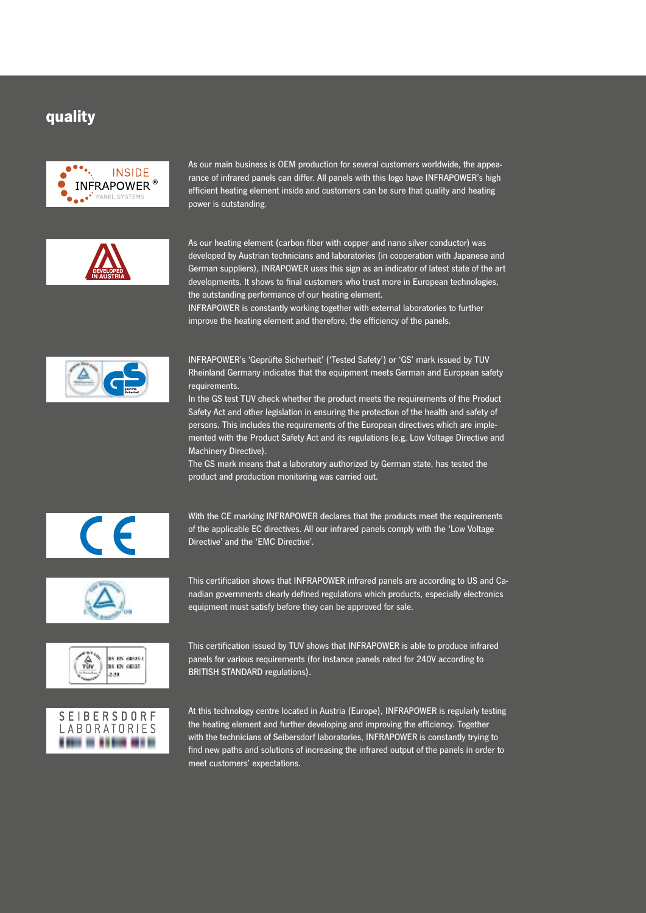## quality

As our main business is OEM production for several customers worldwide, the appearance of infrared panels can differ. All panels with this logo have INFRAPOWER's high efficient heating element inside and customers can be sure that quality and heating power is outstanding.

As our heating element (carbon fiber with copper and nano silver conductor) was developed by Austrian technicians and laboratories (in cooperation with Japanese and German suppliers), INRAPOWER uses this sign as an indicator of latest state of the art developments. It shows to final customers who trust more in European technologies, the outstanding performance of our heating element.
INFRAPOWER is constantly working together with external laboratories to further improve the heating element and therefore, the efficiency of the panels.

INFRAPOWER's 'Geprüfte Sicherheit' ('Tested Safety') or 'GS' mark issued by TUV Rheinland Germany indicates that the equipment meets German and European safety requirements.
In the GS test TUV check whether the product meets the requirements of the Product Safety Act and other legislation in ensuring the protection of the health and safety of persons. This includes the requirements of the European directives which are implemented with the Product Safety Act and its regulations (e.g. Low Voltage Directive and Machinery Directive).
The GS mark means that a laboratory authorized by German state, has tested the product and production monitoring was carried out.

With the CE marking INFRAPOWER declares that the products meet the requirements of the applicable EC directives. All our infrared panels comply with the 'Low Voltage Directive' and the 'EMC Directive'.

This certification shows that INFRAPOWER infrared panels are according to US and Canadian governments clearly defined regulations which products, especially electronics equipment must satisfy before they can be approved for sale.

This certification issued by TUV shows that INFRAPOWER is able to produce infrared panels for various requirements (for instance panels rated for 240V according to BRITISH STANDARD regulations).

At this technology centre located in Austria (Europe), INFRAPOWER is regularly testing the heating element and further developing and improving the efficiency. Together with the technicians of Seibersdorf laboratories, INFRAPOWER is constantly trying to find new paths and solutions of increasing the infrared output of the panels in order to meet customers' expectations.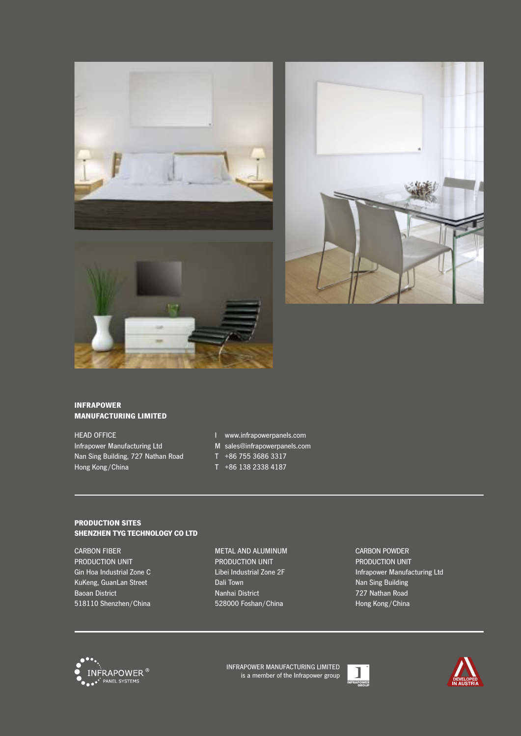**INFRAPOWER**
**MANUFACTURING LIMITED**

HEAD OFFICE
Infrapower Manufacturing Ltd
Nan Sing Building, 727 Nathan Road
Hong Kong/China

I www.infrapowerpanels.com
M sales@infrapowerpanels.com
T +86 755 3686 3317
T +86 138 2338 4187

**PRODUCTION SITES**
**SHENZHEN TYG TECHNOLOGY CO LTD**

CARBON FIBER
PRODUCTION UNIT
Gin Hoa Industrial Zone C
KuKeng, GuanLan Street
Baoan District
518110 Shenzhen/China

METAL AND ALUMINUM
PRODUCTION UNIT
Libei Industrial Zone 2F
Dali Town
Nanhai District
528000 Foshan/China

CARBON POWDER
PRODUCTION UNIT
Infrapower Manufacturing Ltd
Nan Sing Building
727 Nathan Road
Hong Kong/China

INFRAPOWER® PANEL SYSTEMS

INFRAPOWER MANUFACTURING LIMITED
is a member of the Infrapower group

DEVELOPED IN AUSTRIA